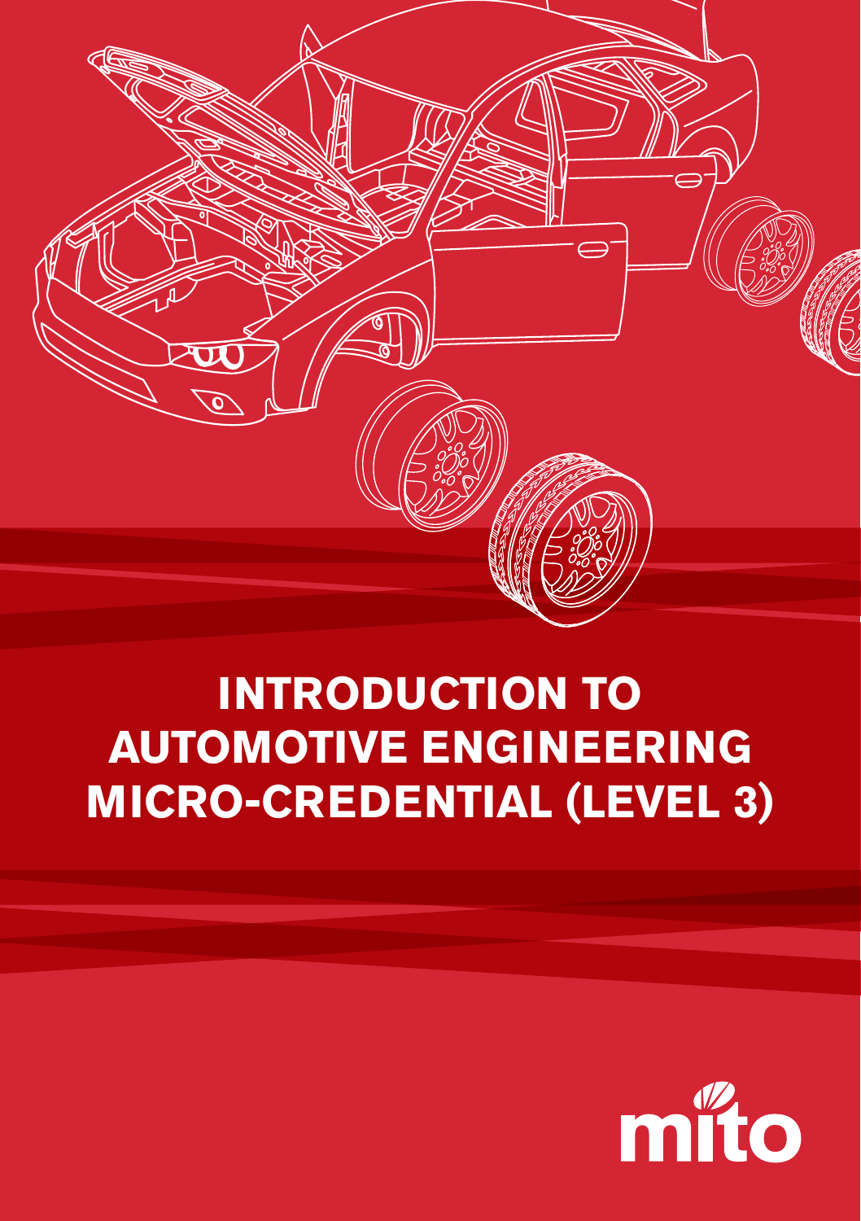# INTRODUCTION TO AUTOMOTIVE ENGINEERING MICRO-CREDENTIAL (LEVEL 3)

mito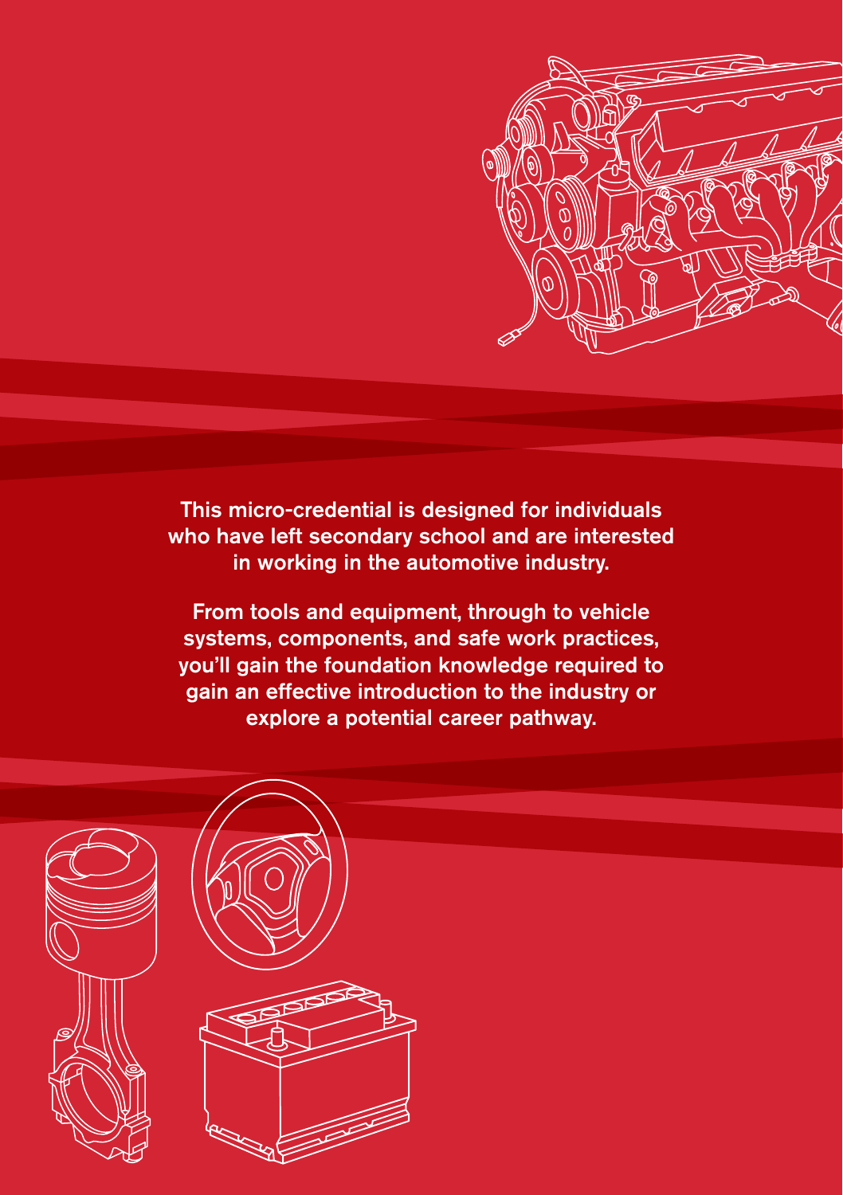This micro-credential is designed for individuals who have left secondary school and are interested in working in the automotive industry.

From tools and equipment, through to vehicle systems, components, and safe work practices, you'll gain the foundation knowledge required to gain an effective introduction to the industry or explore a potential career pathway.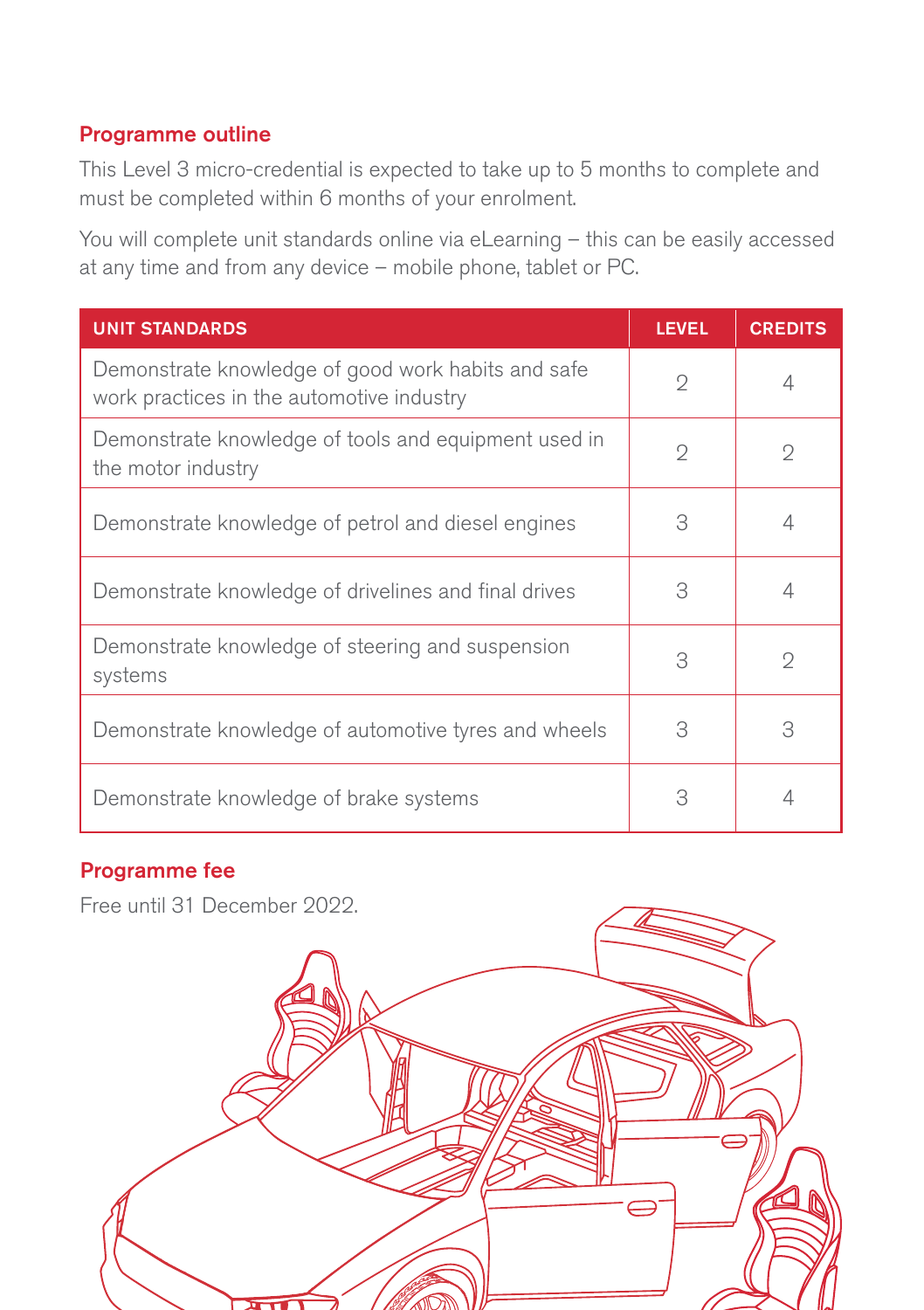## Programme outline

This Level 3 micro-credential is expected to take up to 5 months to complete and must be completed within 6 months of your enrolment.

You will complete unit standards online via eLearning – this can be easily accessed at any time and from any device – mobile phone, tablet or PC.

| UNIT STANDARDS | LEVEL | CREDITS |
|---|---|---|
| Demonstrate knowledge of good work habits and safe work practices in the automotive industry | 2 | 4 |
| Demonstrate knowledge of tools and equipment used in the motor industry | 2 | 2 |
| Demonstrate knowledge of petrol and diesel engines | 3 | 4 |
| Demonstrate knowledge of drivelines and final drives | 3 | 4 |
| Demonstrate knowledge of steering and suspension systems | 3 | 2 |
| Demonstrate knowledge of automotive tyres and wheels | 3 | 3 |
| Demonstrate knowledge of brake systems | 3 | 4 |

## Programme fee

Free until 31 December 2022.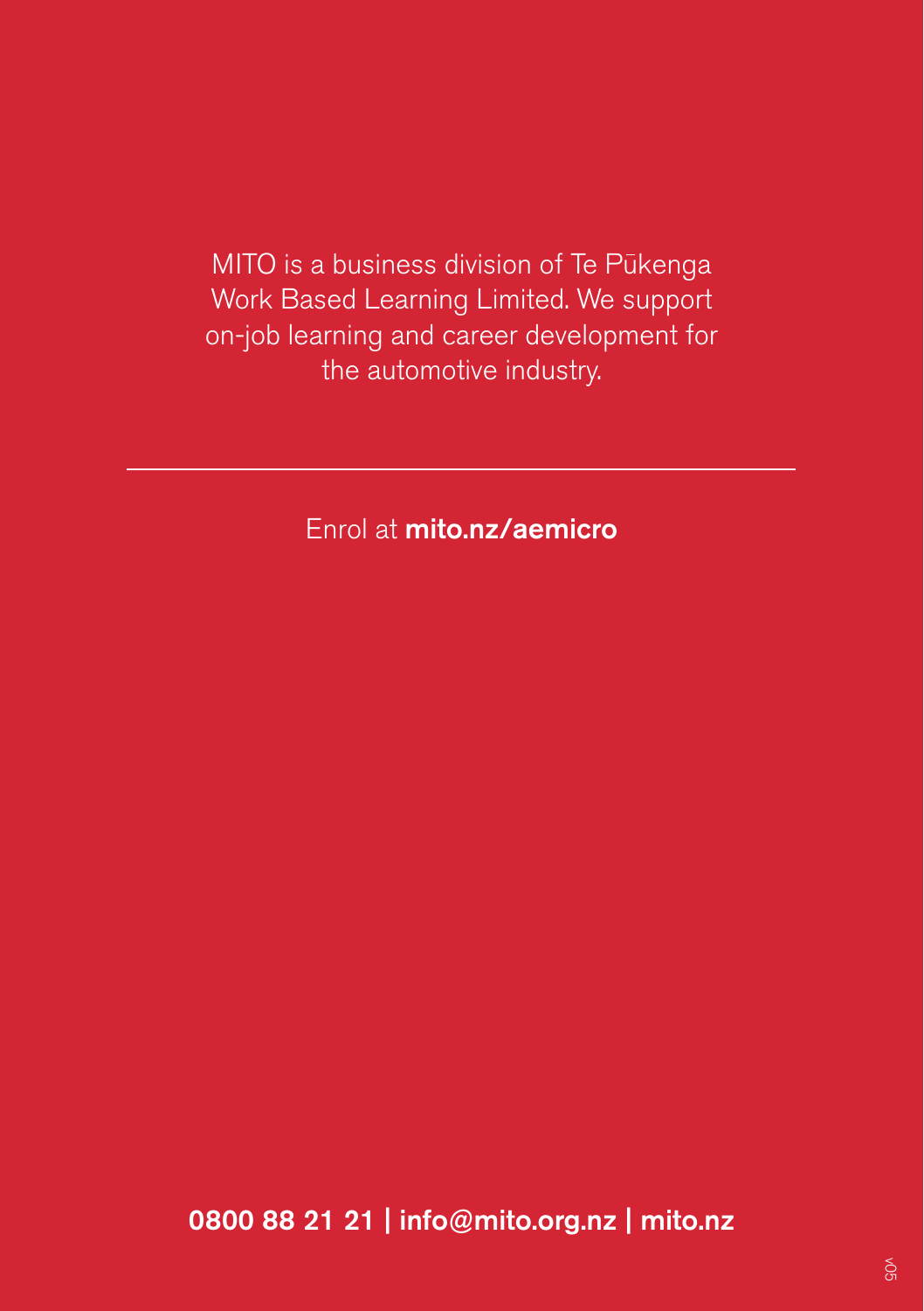MITO is a business division of Te Pūkenga Work Based Learning Limited. We support on-job learning and career development for the automotive industry.

---

Enrol at **mito.nz/aemicro**

**0800 88 21 21 | info@mito.org.nz | mito.nz**

v05